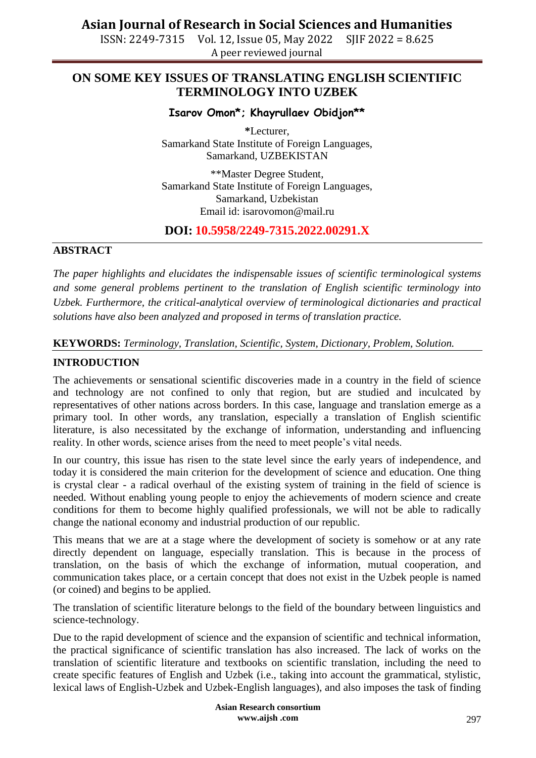# ON SOME KEY ISSUES OF TRANSLATING ENGLISH SCIENTIFIC TERMINOLOGY INTO UZBEK

**Isarov Omon*; Khayrullaev Obidjon****

*Lecturer,
Samarkand State Institute of Foreign Languages,
Samarkand, UZBEKISTAN

**Master Degree Student,
Samarkand State Institute of Foreign Languages,
Samarkand, Uzbekistan
Email id: isarovomon@mail.ru

**DOI: 10.5958/2249-7315.2022.00291.X**

## ABSTRACT

*The paper highlights and elucidates the indispensable issues of scientific terminological systems and some general problems pertinent to the translation of English scientific terminology into Uzbek. Furthermore, the critical-analytical overview of terminological dictionaries and practical solutions have also been analyzed and proposed in terms of translation practice.*

**KEYWORDS:** *Terminology, Translation, Scientific, System, Dictionary, Problem, Solution.*

## INTRODUCTION

The achievements or sensational scientific discoveries made in a country in the field of science and technology are not confined to only that region, but are studied and inculcated by representatives of other nations across borders. In this case, language and translation emerge as a primary tool. In other words, any translation, especially a translation of English scientific literature, is also necessitated by the exchange of information, understanding and influencing reality. In other words, science arises from the need to meet people's vital needs.

In our country, this issue has risen to the state level since the early years of independence, and today it is considered the main criterion for the development of science and education. One thing is crystal clear - a radical overhaul of the existing system of training in the field of science is needed. Without enabling young people to enjoy the achievements of modern science and create conditions for them to become highly qualified professionals, we will not be able to radically change the national economy and industrial production of our republic.

This means that we are at a stage where the development of society is somehow or at any rate directly dependent on language, especially translation. This is because in the process of translation, on the basis of which the exchange of information, mutual cooperation, and communication takes place, or a certain concept that does not exist in the Uzbek people is named (or coined) and begins to be applied.

The translation of scientific literature belongs to the field of the boundary between linguistics and science-technology.

Due to the rapid development of science and the expansion of scientific and technical information, the practical significance of scientific translation has also increased. The lack of works on the translation of scientific literature and textbooks on scientific translation, including the need to create specific features of English and Uzbek (i.e., taking into account the grammatical, stylistic, lexical laws of English-Uzbek and Uzbek-English languages), and also imposes the task of finding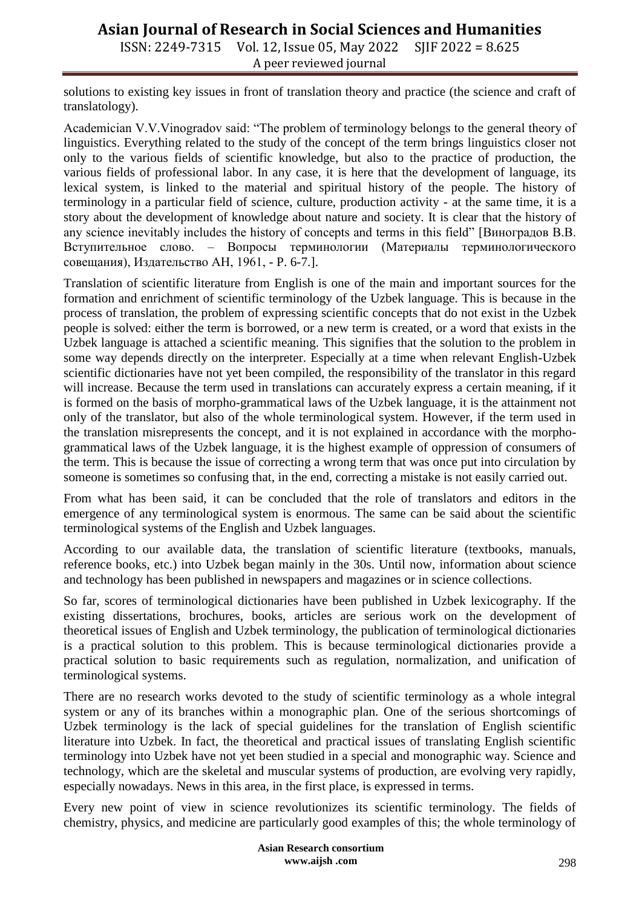solutions to existing key issues in front of translation theory and practice (the science and craft of translatology).

Academician V.V.Vinogradov said: “The problem of terminology belongs to the general theory of linguistics. Everything related to the study of the concept of the term brings linguistics closer not only to the various fields of scientific knowledge, but also to the practice of production, the various fields of professional labor. In any case, it is here that the development of language, its lexical system, is linked to the material and spiritual history of the people. The history of terminology in a particular field of science, culture, production activity - at the same time, it is a story about the development of knowledge about nature and society. It is clear that the history of any science inevitably includes the history of concepts and terms in this field” [Виноградов В.В. Вступительное слово. – Вопросы терминологии (Материалы терминологического совещания), Издательство АН, 1961, - P. 6-7.].

Translation of scientific literature from English is one of the main and important sources for the formation and enrichment of scientific terminology of the Uzbek language. This is because in the process of translation, the problem of expressing scientific concepts that do not exist in the Uzbek people is solved: either the term is borrowed, or a new term is created, or a word that exists in the Uzbek language is attached a scientific meaning. This signifies that the solution to the problem in some way depends directly on the interpreter. Especially at a time when relevant English-Uzbek scientific dictionaries have not yet been compiled, the responsibility of the translator in this regard will increase. Because the term used in translations can accurately express a certain meaning, if it is formed on the basis of morpho-grammatical laws of the Uzbek language, it is the attainment not only of the translator, but also of the whole terminological system. However, if the term used in the translation misrepresents the concept, and it is not explained in accordance with the morpho-grammatical laws of the Uzbek language, it is the highest example of oppression of consumers of the term. This is because the issue of correcting a wrong term that was once put into circulation by someone is sometimes so confusing that, in the end, correcting a mistake is not easily carried out.

From what has been said, it can be concluded that the role of translators and editors in the emergence of any terminological system is enormous. The same can be said about the scientific terminological systems of the English and Uzbek languages.

According to our available data, the translation of scientific literature (textbooks, manuals, reference books, etc.) into Uzbek began mainly in the 30s. Until now, information about science and technology has been published in newspapers and magazines or in science collections.

So far, scores of terminological dictionaries have been published in Uzbek lexicography. If the existing dissertations, brochures, books, articles are serious work on the development of theoretical issues of English and Uzbek terminology, the publication of terminological dictionaries is a practical solution to this problem. This is because terminological dictionaries provide a practical solution to basic requirements such as regulation, normalization, and unification of terminological systems.

There are no research works devoted to the study of scientific terminology as a whole integral system or any of its branches within a monographic plan. One of the serious shortcomings of Uzbek terminology is the lack of special guidelines for the translation of English scientific literature into Uzbek. In fact, the theoretical and practical issues of translating English scientific terminology into Uzbek have not yet been studied in a special and monographic way. Science and technology, which are the skeletal and muscular systems of production, are evolving very rapidly, especially nowadays. News in this area, in the first place, is expressed in terms.

Every new point of view in science revolutionizes its scientific terminology. The fields of chemistry, physics, and medicine are particularly good examples of this; the whole terminology of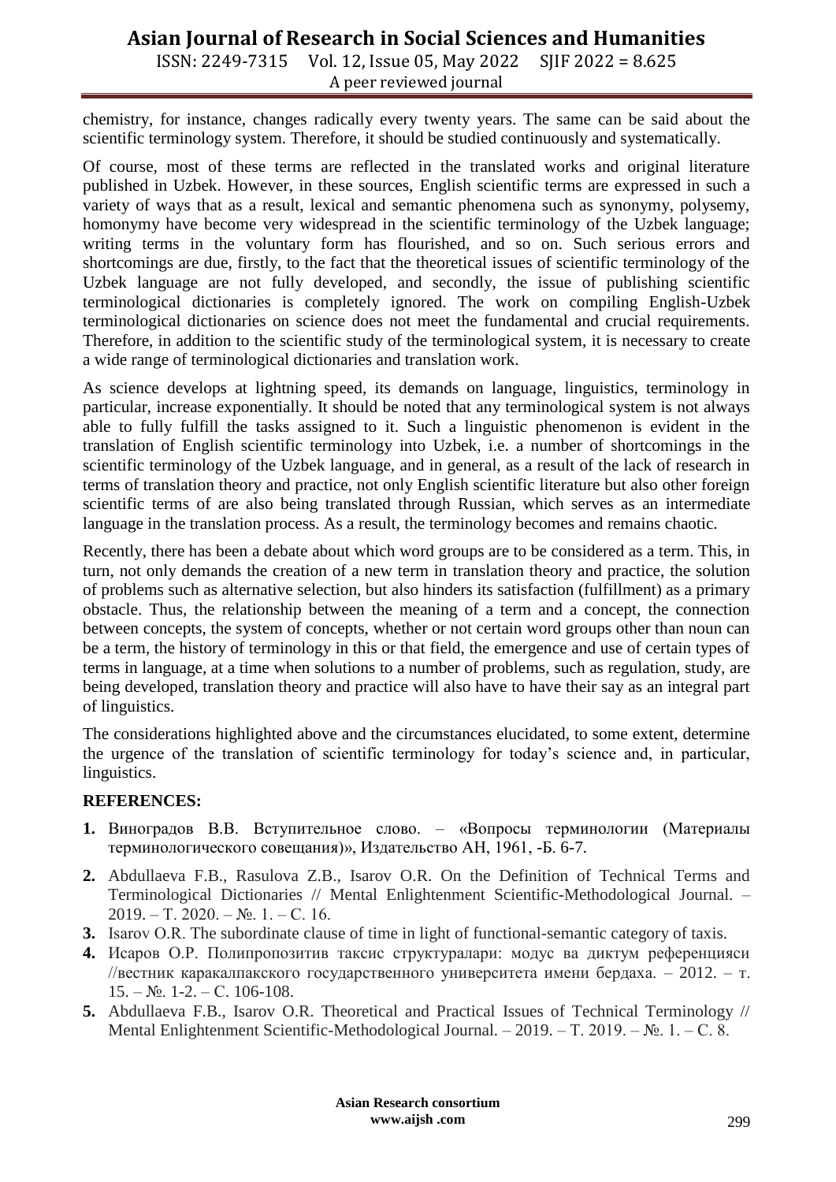chemistry, for instance, changes radically every twenty years. The same can be said about the scientific terminology system. Therefore, it should be studied continuously and systematically.

Of course, most of these terms are reflected in the translated works and original literature published in Uzbek. However, in these sources, English scientific terms are expressed in such a variety of ways that as a result, lexical and semantic phenomena such as synonymy, polysemy, homonymy have become very widespread in the scientific terminology of the Uzbek language; writing terms in the voluntary form has flourished, and so on. Such serious errors and shortcomings are due, firstly, to the fact that the theoretical issues of scientific terminology of the Uzbek language are not fully developed, and secondly, the issue of publishing scientific terminological dictionaries is completely ignored. The work on compiling English-Uzbek terminological dictionaries on science does not meet the fundamental and crucial requirements. Therefore, in addition to the scientific study of the terminological system, it is necessary to create a wide range of terminological dictionaries and translation work.

As science develops at lightning speed, its demands on language, linguistics, terminology in particular, increase exponentially. It should be noted that any terminological system is not always able to fully fulfill the tasks assigned to it. Such a linguistic phenomenon is evident in the translation of English scientific terminology into Uzbek, i.e. a number of shortcomings in the scientific terminology of the Uzbek language, and in general, as a result of the lack of research in terms of translation theory and practice, not only English scientific literature but also other foreign scientific terms of are also being translated through Russian, which serves as an intermediate language in the translation process. As a result, the terminology becomes and remains chaotic.

Recently, there has been a debate about which word groups are to be considered as a term. This, in turn, not only demands the creation of a new term in translation theory and practice, the solution of problems such as alternative selection, but also hinders its satisfaction (fulfillment) as a primary obstacle. Thus, the relationship between the meaning of a term and a concept, the connection between concepts, the system of concepts, whether or not certain word groups other than noun can be a term, the history of terminology in this or that field, the emergence and use of certain types of terms in language, at a time when solutions to a number of problems, such as regulation, study, are being developed, translation theory and practice will also have to have their say as an integral part of linguistics.

The considerations highlighted above and the circumstances elucidated, to some extent, determine the urgence of the translation of scientific terminology for today's science and, in particular, linguistics.

## REFERENCES:

1. Виноградов В.В. Вступительное слово. – «Вопросы терминологии (Материалы терминологического совещания)», Издательство АН, 1961, -Б. 6-7.
2. Abdullaeva F.B., Rasulova Z.B., Isarov O.R. On the Definition of Technical Terms and Terminological Dictionaries // Mental Enlightenment Scientific-Methodological Journal. – 2019. – Т. 2020. – №. 1. – С. 16.
3. Isarov O.R. The subordinate clause of time in light of functional-semantic category of taxis.
4. Исаров О.Р. Полипропозитив таксис структуралари: модус ва диктум референцияси //вестник каракалпакского государственного университета имени бердаха. – 2012. – т. 15. – №. 1-2. – С. 106-108.
5. Abdullaeva F.B., Isarov O.R. Theoretical and Practical Issues of Technical Terminology // Mental Enlightenment Scientific-Methodological Journal. – 2019. – Т. 2019. – №. 1. – С. 8.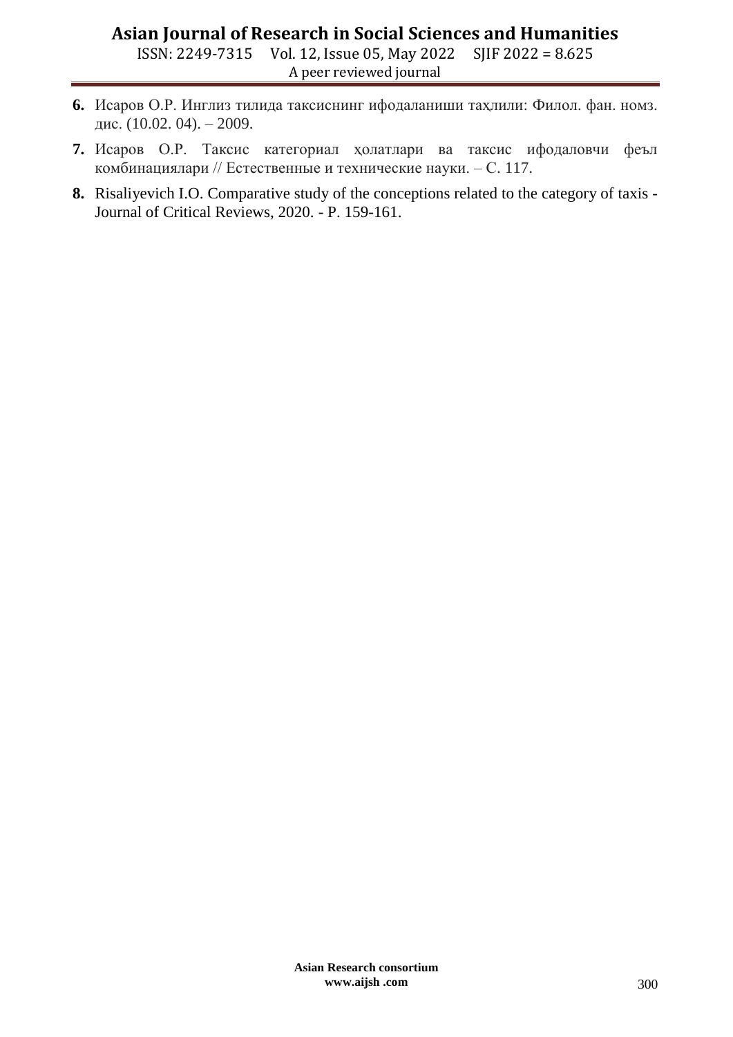6. Исаров О.Р. Инглиз тилида таксиснинг ифодаланиши таҳлили: Филол. фан. номз. дис. (10.02. 04). – 2009.
7. Исаров О.Р. Таксис категориал ҳолатлари ва таксис ифодаловчи феъл комбинациялари // Естественные и технические науки. – С. 117.
8. Risaliyevich I.O. Comparative study of the conceptions related to the category of taxis - Journal of Critical Reviews, 2020. - P. 159-161.